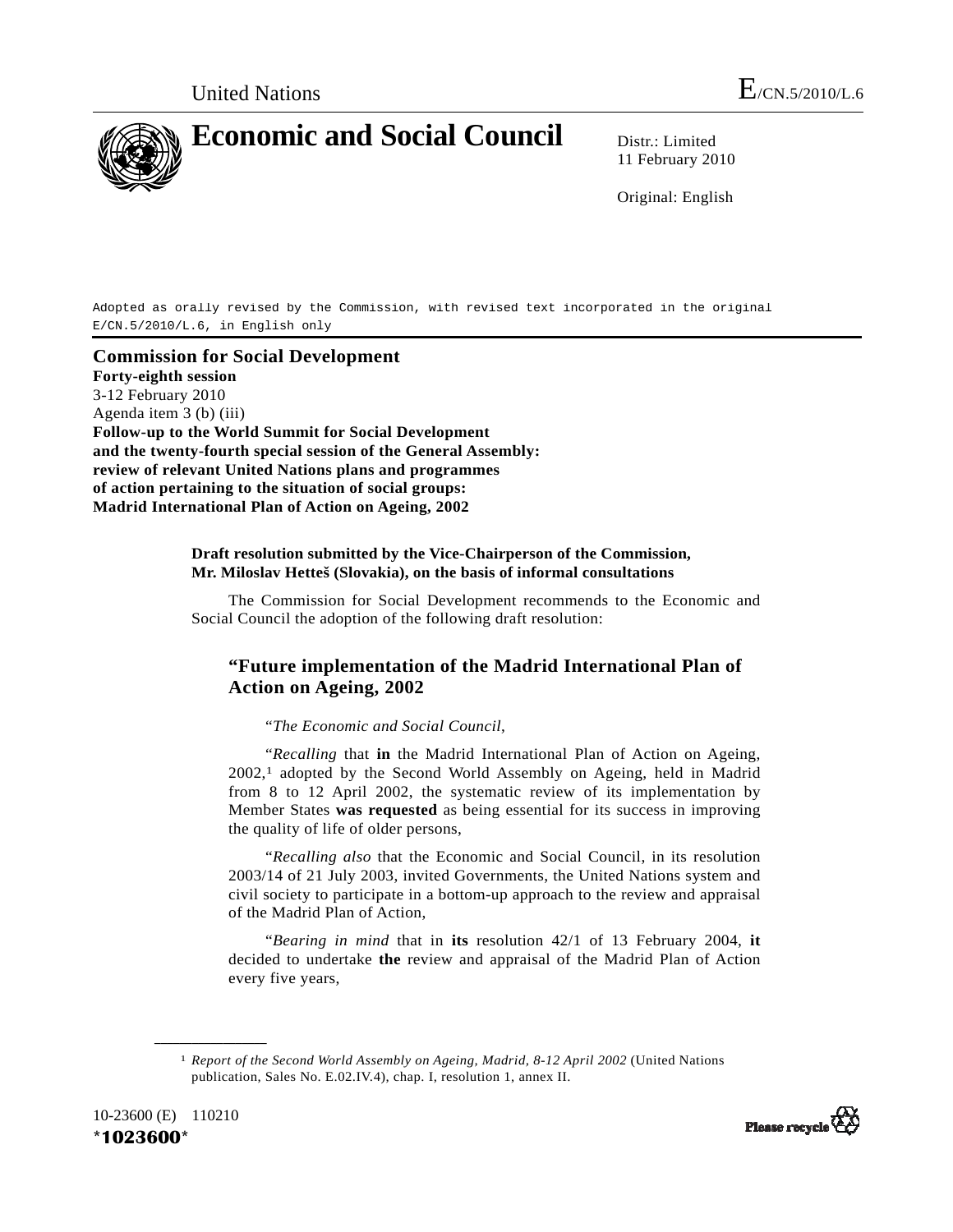United Nations E/CN.5/2010/L.6

# Economic and Social Council

Distr.: Limited
11 February 2010

Original: English

Adopted as orally revised by the Commission, with revised text incorporated in the original E/CN.5/2010/L.6, in English only

## Commission for Social Development

**Forty-eighth session**
3-12 February 2010
Agenda item 3 (b) (iii)
**Follow-up to the World Summit for Social Development and the twenty-fourth special session of the General Assembly: review of relevant United Nations plans and programmes of action pertaining to the situation of social groups: Madrid International Plan of Action on Ageing, 2002**

**Draft resolution submitted by the Vice-Chairperson of the Commission, Mr. Miloslav Hetteš (Slovakia), on the basis of informal consultations**

The Commission for Social Development recommends to the Economic and Social Council the adoption of the following draft resolution:

### "Future implementation of the Madrid International Plan of Action on Ageing, 2002

"*The Economic and Social Council*,

"*Recalling* that **in** the Madrid International Plan of Action on Ageing, 2002,[1] adopted by the Second World Assembly on Ageing, held in Madrid from 8 to 12 April 2002, the systematic review of its implementation by Member States **was requested** as being essential for its success in improving the quality of life of older persons,

"*Recalling also* that the Economic and Social Council, in its resolution 2003/14 of 21 July 2003, invited Governments, the United Nations system and civil society to participate in a bottom-up approach to the review and appraisal of the Madrid Plan of Action,

"*Bearing in mind* that in **its** resolution 42/1 of 13 February 2004, **it** decided to undertake **the** review and appraisal of the Madrid Plan of Action every five years,

[1] *Report of the Second World Assembly on Ageing, Madrid, 8-12 April 2002* (United Nations publication, Sales No. E.02.IV.4), chap. I, resolution 1, annex II.

10-23600 (E) 110210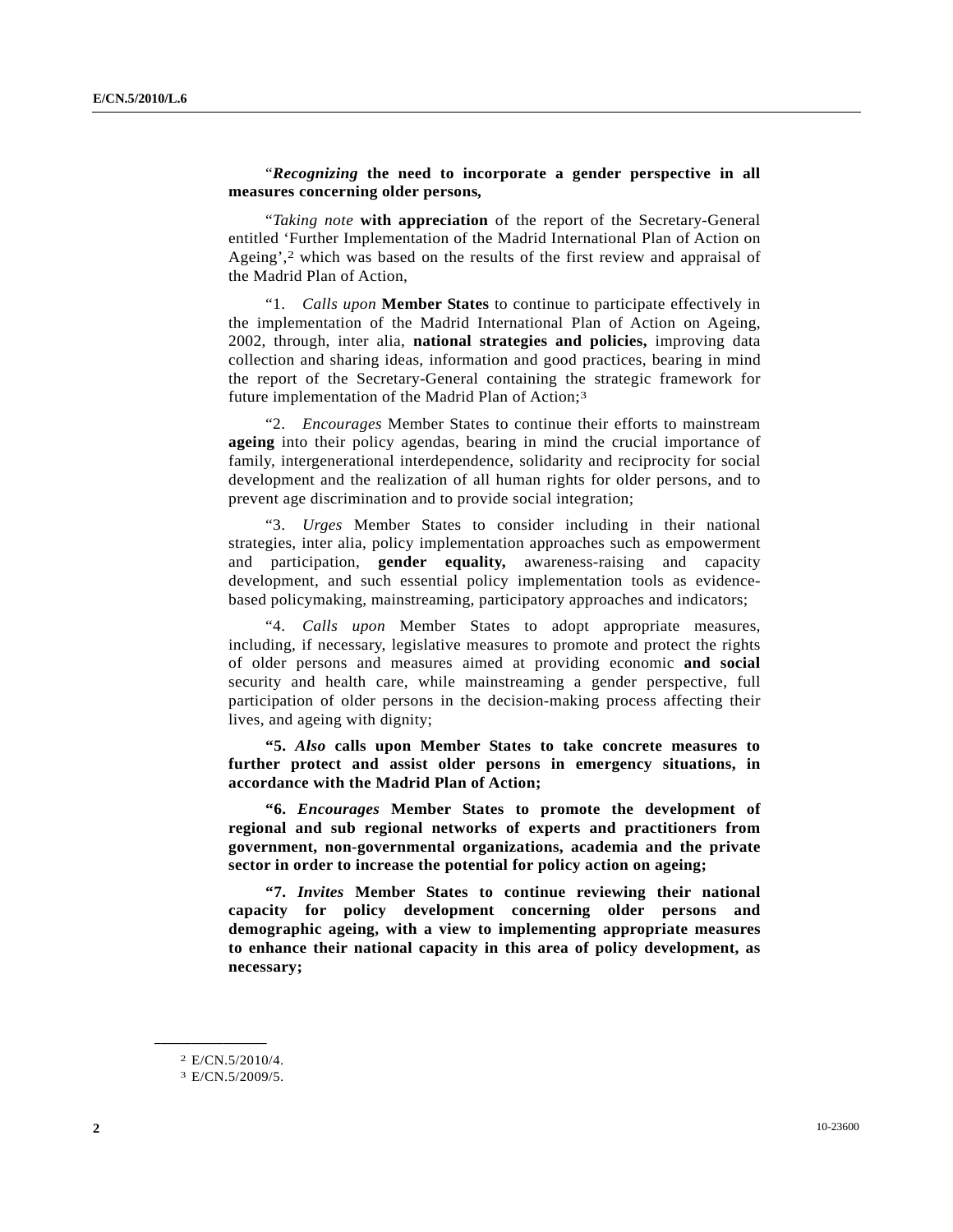"*Recognizing* **the need to incorporate a gender perspective in all measures concerning older persons,**

"*Taking note* **with appreciation** of the report of the Secretary-General entitled 'Further Implementation of the Madrid International Plan of Action on Ageing',[2] which was based on the results of the first review and appraisal of the Madrid Plan of Action,

"1. *Calls upon* **Member States** to continue to participate effectively in the implementation of the Madrid International Plan of Action on Ageing, 2002, through, inter alia, **national strategies and policies,** improving data collection and sharing ideas, information and good practices, bearing in mind the report of the Secretary-General containing the strategic framework for future implementation of the Madrid Plan of Action;[3]

"2. *Encourages* Member States to continue their efforts to mainstream **ageing** into their policy agendas, bearing in mind the crucial importance of family, intergenerational interdependence, solidarity and reciprocity for social development and the realization of all human rights for older persons, and to prevent age discrimination and to provide social integration;

"3. *Urges* Member States to consider including in their national strategies, inter alia, policy implementation approaches such as empowerment and participation, **gender equality,** awareness-raising and capacity development, and such essential policy implementation tools as evidence-based policymaking, mainstreaming, participatory approaches and indicators;

"4. *Calls upon* Member States to adopt appropriate measures, including, if necessary, legislative measures to promote and protect the rights of older persons and measures aimed at providing economic **and social** security and health care, while mainstreaming a gender perspective, full participation of older persons in the decision-making process affecting their lives, and ageing with dignity;

**"5. *Also* calls upon Member States to take concrete measures to further protect and assist older persons in emergency situations, in accordance with the Madrid Plan of Action;**

**"6. *Encourages* Member States to promote the development of regional and sub regional networks of experts and practitioners from government, non-governmental organizations, academia and the private sector in order to increase the potential for policy action on ageing;**

**"7. *Invites* Member States to continue reviewing their national capacity for policy development concerning older persons and demographic ageing, with a view to implementing appropriate measures to enhance their national capacity in this area of policy development, as necessary;**

---

[2] E/CN.5/2010/4.

[3] E/CN.5/2009/5.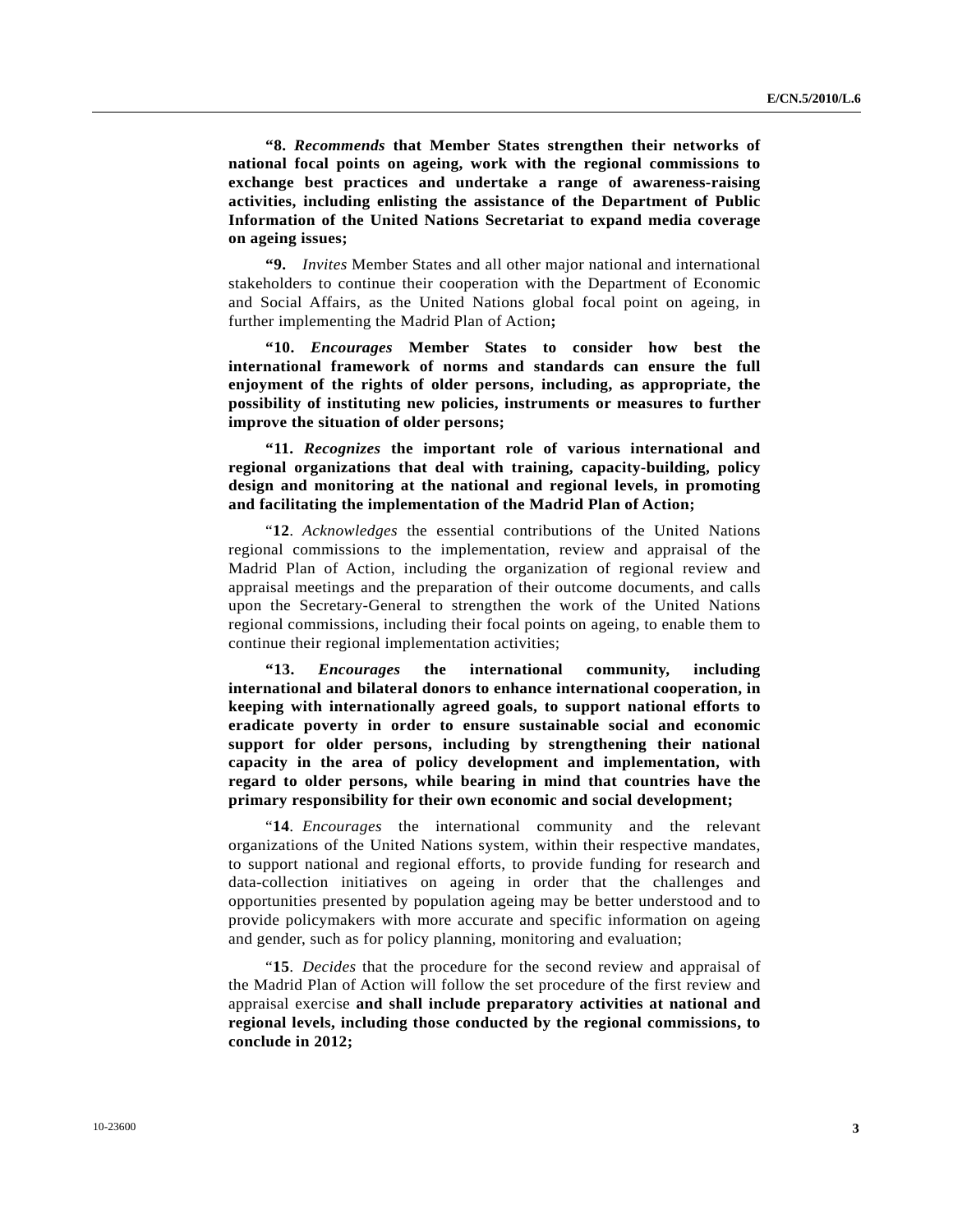**“8. *Recommends* that Member States strengthen their networks of national focal points on ageing, work with the regional commissions to exchange best practices and undertake a range of awareness-raising activities, including enlisting the assistance of the Department of Public Information of the United Nations Secretariat to expand media coverage on ageing issues;**

**“9.** *Invites* Member States and all other major national and international stakeholders to continue their cooperation with the Department of Economic and Social Affairs, as the United Nations global focal point on ageing, in further implementing the Madrid Plan of Action**;**

**“10. *Encourages* Member States to consider how best the international framework of norms and standards can ensure the full enjoyment of the rights of older persons, including, as appropriate, the possibility of instituting new policies, instruments or measures to further improve the situation of older persons;**

**“11. *Recognizes* the important role of various international and regional organizations that deal with training, capacity-building, policy design and monitoring at the national and regional levels, in promoting and facilitating the implementation of the Madrid Plan of Action;**

“**12**. *Acknowledges* the essential contributions of the United Nations regional commissions to the implementation, review and appraisal of the Madrid Plan of Action, including the organization of regional review and appraisal meetings and the preparation of their outcome documents, and calls upon the Secretary-General to strengthen the work of the United Nations regional commissions, including their focal points on ageing, to enable them to continue their regional implementation activities;

**“13. *Encourages* the international community, including international and bilateral donors to enhance international cooperation, in keeping with internationally agreed goals, to support national efforts to eradicate poverty in order to ensure sustainable social and economic support for older persons, including by strengthening their national capacity in the area of policy development and implementation, with regard to older persons, while bearing in mind that countries have the primary responsibility for their own economic and social development;**

“**14**. *Encourages* the international community and the relevant organizations of the United Nations system, within their respective mandates, to support national and regional efforts, to provide funding for research and data-collection initiatives on ageing in order that the challenges and opportunities presented by population ageing may be better understood and to provide policymakers with more accurate and specific information on ageing and gender, such as for policy planning, monitoring and evaluation;

“**15**. *Decides* that the procedure for the second review and appraisal of the Madrid Plan of Action will follow the set procedure of the first review and appraisal exercise **and shall include preparatory activities at national and regional levels, including those conducted by the regional commissions, to conclude in 2012;**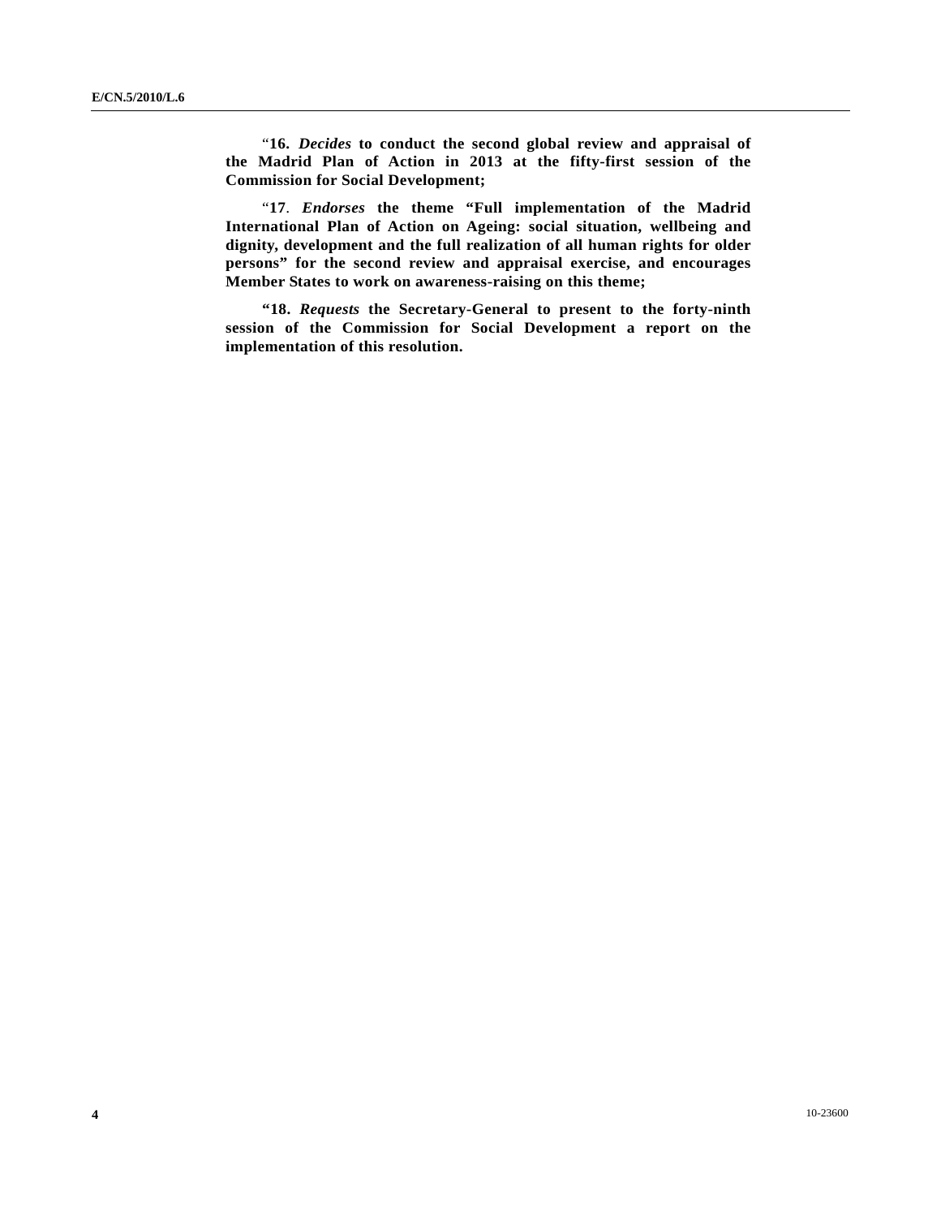"**16.** ***Decides*** **to conduct the second global review and appraisal of the Madrid Plan of Action in 2013 at the fifty-first session of the Commission for Social Development;**

"**17**. ***Endorses*** **the theme "Full implementation of the Madrid International Plan of Action on Ageing: social situation, wellbeing and dignity, development and the full realization of all human rights for older persons" for the second review and appraisal exercise, and encourages Member States to work on awareness-raising on this theme;**

**"18.** ***Requests*** **the Secretary-General to present to the forty-ninth session of the Commission for Social Development a report on the implementation of this resolution.**